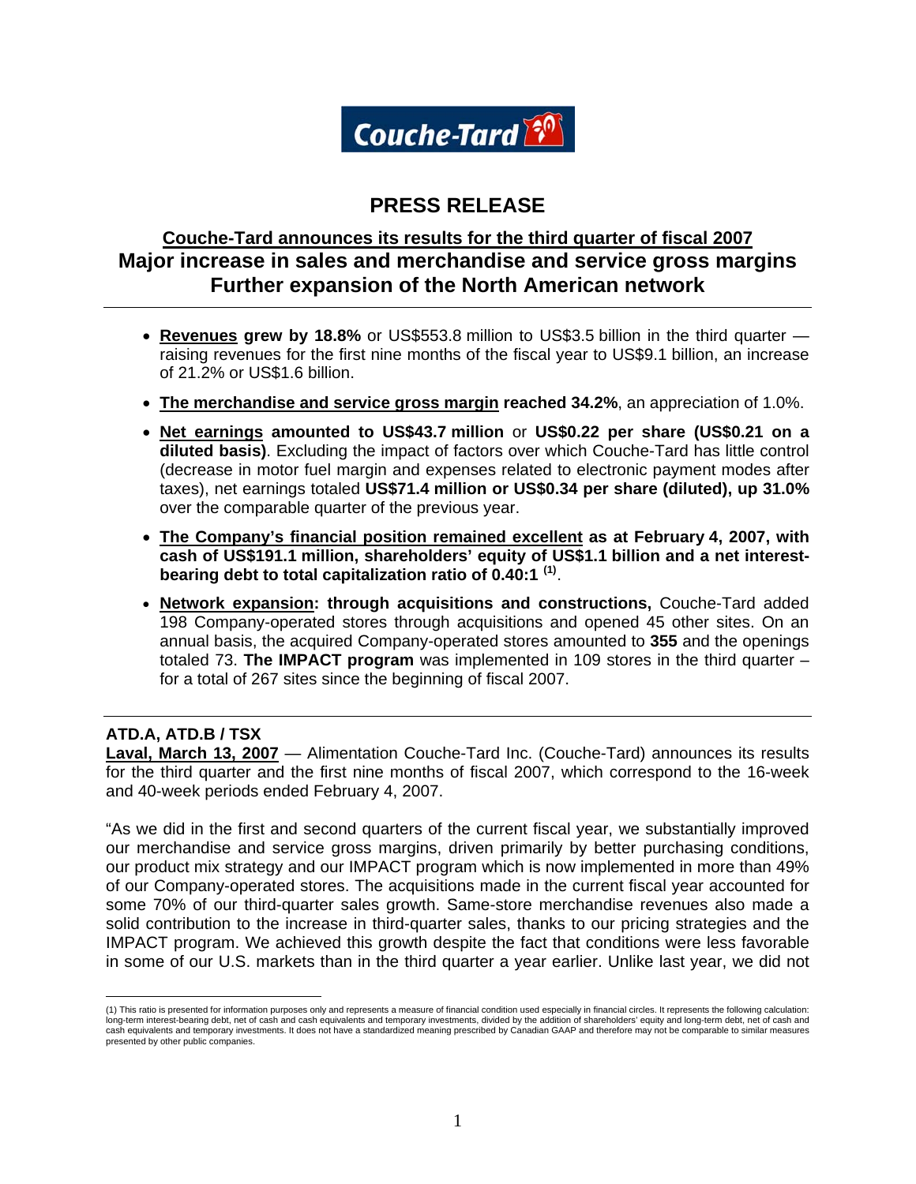# PRESS RELEASE

## Couche-Tard announces its results for the third quarter of fiscal 2007
## Major increase in sales and merchandise and service gross margins
## Further expansion of the North American network

- **Revenues grew by 18.8%** or US$553.8 million to US$3.5 billion in the third quarter — raising revenues for the first nine months of the fiscal year to US$9.1 billion, an increase of 21.2% or US$1.6 billion.
- **The merchandise and service gross margin reached 34.2%**, an appreciation of 1.0%.
- **Net earnings amounted to US$43.7 million** or **US$0.22 per share (US$0.21 on a diluted basis)**. Excluding the impact of factors over which Couche-Tard has little control (decrease in motor fuel margin and expenses related to electronic payment modes after taxes), net earnings totaled **US$71.4 million or US$0.34 per share (diluted), up 31.0%** over the comparable quarter of the previous year.
- **The Company's financial position remained excellent as at February 4, 2007, with cash of US$191.1 million, shareholders' equity of US$1.1 billion and a net interest-bearing debt to total capitalization ratio of 0.40:1** [(1)].
- **Network expansion: through acquisitions and constructions,** Couche-Tard added 198 Company-operated stores through acquisitions and opened 45 other sites. On an annual basis, the acquired Company-operated stores amounted to **355** and the openings totaled 73. **The IMPACT program** was implemented in 109 stores in the third quarter – for a total of 267 sites since the beginning of fiscal 2007.

**ATD.A, ATD.B / TSX**

**Laval, March 13, 2007** — Alimentation Couche-Tard Inc. (Couche-Tard) announces its results for the third quarter and the first nine months of fiscal 2007, which correspond to the 16-week and 40-week periods ended February 4, 2007.

"As we did in the first and second quarters of the current fiscal year, we substantially improved our merchandise and service gross margins, driven primarily by better purchasing conditions, our product mix strategy and our IMPACT program which is now implemented in more than 49% of our Company-operated stores. The acquisitions made in the current fiscal year accounted for some 70% of our third-quarter sales growth. Same-store merchandise revenues also made a solid contribution to the increase in third-quarter sales, thanks to our pricing strategies and the IMPACT program. We achieved this growth despite the fact that conditions were less favorable in some of our U.S. markets than in the third quarter a year earlier. Unlike last year, we did not

(1) This ratio is presented for information purposes only and represents a measure of financial condition used especially in financial circles. It represents the following calculation: long-term interest-bearing debt, net of cash and cash equivalents and temporary investments, divided by the addition of shareholders' equity and long-term debt, net of cash and cash equivalents and temporary investments. It does not have a standardized meaning prescribed by Canadian GAAP and therefore may not be comparable to similar measures presented by other public companies.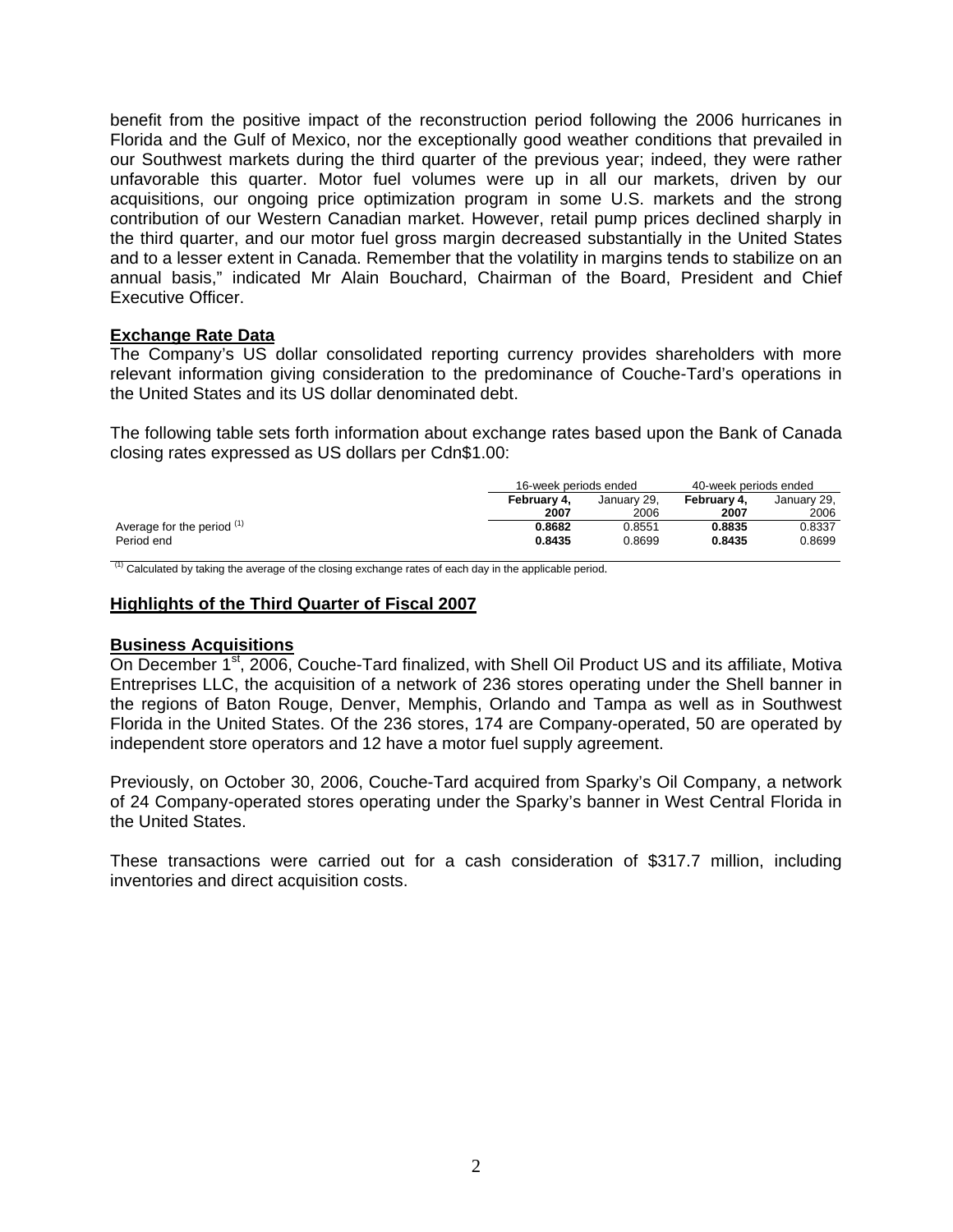benefit from the positive impact of the reconstruction period following the 2006 hurricanes in Florida and the Gulf of Mexico, nor the exceptionally good weather conditions that prevailed in our Southwest markets during the third quarter of the previous year; indeed, they were rather unfavorable this quarter. Motor fuel volumes were up in all our markets, driven by our acquisitions, our ongoing price optimization program in some U.S. markets and the strong contribution of our Western Canadian market. However, retail pump prices declined sharply in the third quarter, and our motor fuel gross margin decreased substantially in the United States and to a lesser extent in Canada. Remember that the volatility in margins tends to stabilize on an annual basis," indicated Mr Alain Bouchard, Chairman of the Board, President and Chief Executive Officer.

**Exchange Rate Data**

The Company's US dollar consolidated reporting currency provides shareholders with more relevant information giving consideration to the predominance of Couche-Tard's operations in the United States and its US dollar denominated debt.

The following table sets forth information about exchange rates based upon the Bank of Canada closing rates expressed as US dollars per Cdn$1.00:

| | 16-week periods ended | | 40-week periods ended | |
|---|---|---|---|---|
| | **February 4, 2007** | January 29, 2006 | **February 4, 2007** | January 29, 2006 |
| Average for the period [(1)] | **0.8682** | 0.8551 | **0.8835** | 0.8337 |
| Period end | **0.8435** | 0.8699 | **0.8435** | 0.8699 |

[(1)] Calculated by taking the average of the closing exchange rates of each day in the applicable period.

## Highlights of the Third Quarter of Fiscal 2007

**Business Acquisitions**

On December 1st, 2006, Couche-Tard finalized, with Shell Oil Product US and its affiliate, Motiva Entreprises LLC, the acquisition of a network of 236 stores operating under the Shell banner in the regions of Baton Rouge, Denver, Memphis, Orlando and Tampa as well as in Southwest Florida in the United States. Of the 236 stores, 174 are Company-operated, 50 are operated by independent store operators and 12 have a motor fuel supply agreement.

Previously, on October 30, 2006, Couche-Tard acquired from Sparky's Oil Company, a network of 24 Company-operated stores operating under the Sparky's banner in West Central Florida in the United States.

These transactions were carried out for a cash consideration of $317.7 million, including inventories and direct acquisition costs.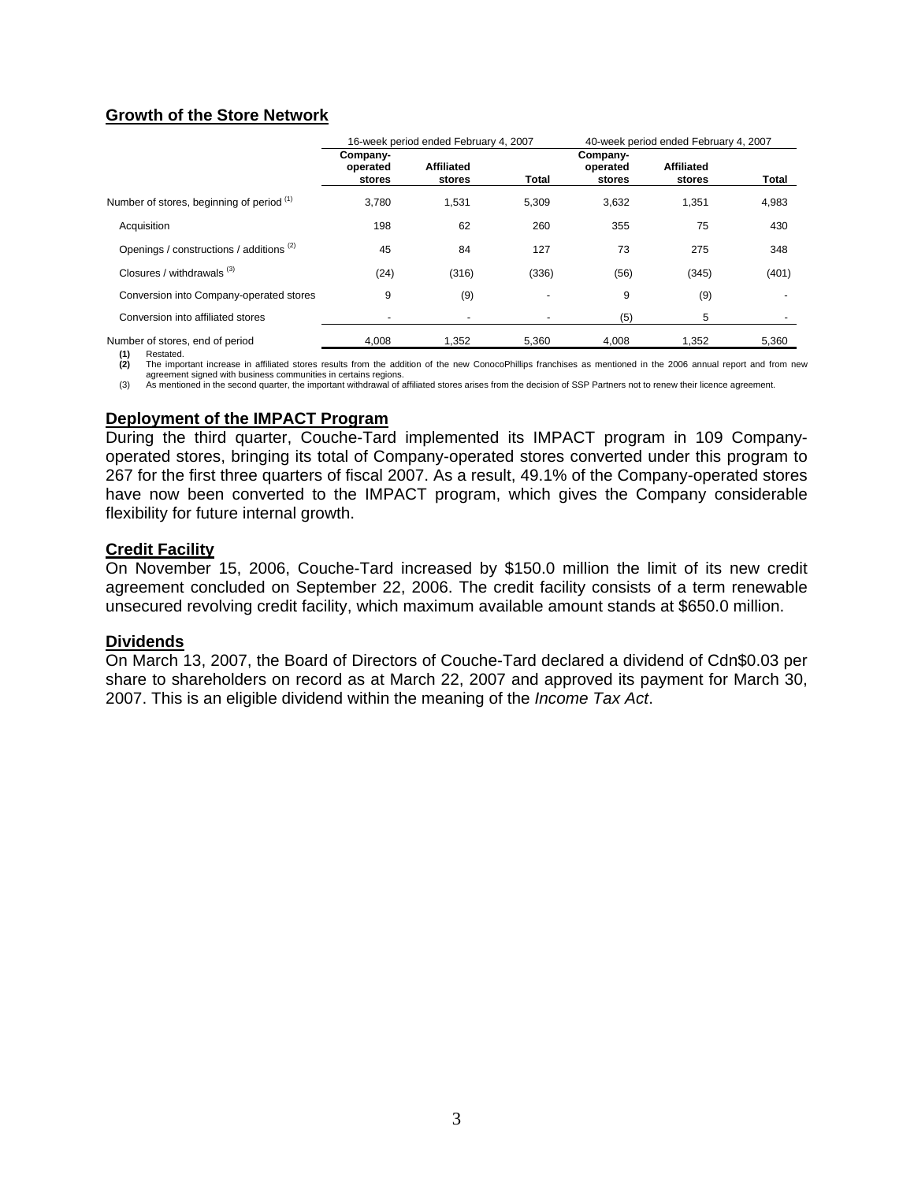## Growth of the Store Network

| | 16-week period ended February 4, 2007 | | | 40-week period ended February 4, 2007 | | |
|---|---|---|---|---|---|---|
| | Company-operated stores | Affiliated stores | Total | Company-operated stores | Affiliated stores | Total |
| Number of stores, beginning of period [(1)] | 3,780 | 1,531 | 5,309 | 3,632 | 1,351 | 4,983 |
| Acquisition | 198 | 62 | 260 | 355 | 75 | 430 |
| Openings / constructions / additions [(2)] | 45 | 84 | 127 | 73 | 275 | 348 |
| Closures / withdrawals [(3)] | (24) | (316) | (336) | (56) | (345) | (401) |
| Conversion into Company-operated stores | 9 | (9) | - | 9 | (9) | - |
| Conversion into affiliated stores | - | - | - | (5) | 5 | - |
| Number of stores, end of period | 4,008 | 1,352 | 5,360 | 4,008 | 1,352 | 5,360 |

**(1)** Restated.
**(2)** The important increase in affiliated stores results from the addition of the new ConocoPhillips franchises as mentioned in the 2006 annual report and from new agreement signed with business communities in certains regions.
(3) As mentioned in the second quarter, the important withdrawal of affiliated stores arises from the decision of SSP Partners not to renew their licence agreement.

## Deployment of the IMPACT Program

During the third quarter, Couche-Tard implemented its IMPACT program in 109 Company-operated stores, bringing its total of Company-operated stores converted under this program to 267 for the first three quarters of fiscal 2007. As a result, 49.1% of the Company-operated stores have now been converted to the IMPACT program, which gives the Company considerable flexibility for future internal growth.

## Credit Facility

On November 15, 2006, Couche-Tard increased by $150.0 million the limit of its new credit agreement concluded on September 22, 2006. The credit facility consists of a term renewable unsecured revolving credit facility, which maximum available amount stands at $650.0 million.

## Dividends

On March 13, 2007, the Board of Directors of Couche-Tard declared a dividend of Cdn$0.03 per share to shareholders on record as at March 22, 2007 and approved its payment for March 30, 2007. This is an eligible dividend within the meaning of the *Income Tax Act*.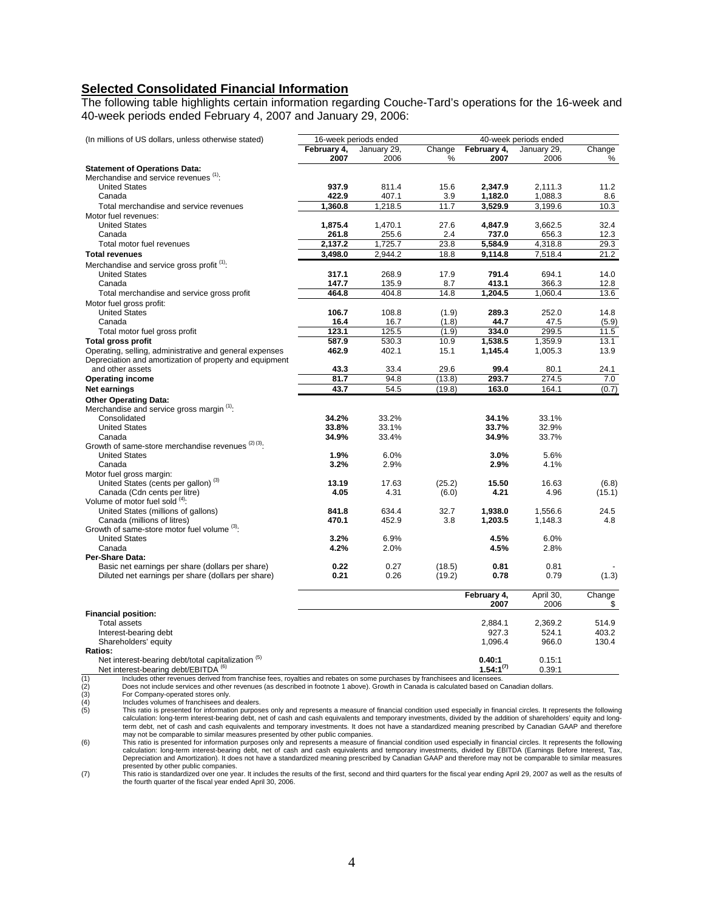## Selected Consolidated Financial Information

The following table highlights certain information regarding Couche-Tard's operations for the 16-week and 40-week periods ended February 4, 2007 and January 29, 2006:

| (In millions of US dollars, unless otherwise stated) | 16-week periods ended | | | 40-week periods ended | | |
|---|---|---|---|---|---|---|
| | **February 4, 2007** | January 29, 2006 | Change % | **February 4, 2007** | January 29, 2006 | Change % |
| **Statement of Operations Data:** | | | | | | |
| Merchandise and service revenues [(1)]: | | | | | | |
| United States | **937.9** | 811.4 | 15.6 | **2,347.9** | 2,111.3 | 11.2 |
| Canada | **422.9** | 407.1 | 3.9 | **1,182.0** | 1,088.3 | 8.6 |
| Total merchandise and service revenues | **1,360.8** | 1,218.5 | 11.7 | **3,529.9** | 3,199.6 | 10.3 |
| Motor fuel revenues: | | | | | | |
| United States | **1,875.4** | 1,470.1 | 27.6 | **4,847.9** | 3,662.5 | 32.4 |
| Canada | **261.8** | 255.6 | 2.4 | **737.0** | 656.3 | 12.3 |
| Total motor fuel revenues | **2,137.2** | 1,725.7 | 23.8 | **5,584.9** | 4,318.8 | 29.3 |
| **Total revenues** | **3,498.0** | 2,944.2 | 18.8 | **9,114.8** | 7,518.4 | 21.2 |
| Merchandise and service gross profit [(1)]: | | | | | | |
| United States | **317.1** | 268.9 | 17.9 | **791.4** | 694.1 | 14.0 |
| Canada | **147.7** | 135.9 | 8.7 | **413.1** | 366.3 | 12.8 |
| Total merchandise and service gross profit | **464.8** | 404.8 | 14.8 | **1,204.5** | 1,060.4 | 13.6 |
| Motor fuel gross profit: | | | | | | |
| United States | **106.7** | 108.8 | (1.9) | **289.3** | 252.0 | 14.8 |
| Canada | **16.4** | 16.7 | (1.8) | **44.7** | 47.5 | (5.9) |
| Total motor fuel gross profit | **123.1** | 125.5 | (1.9) | **334.0** | 299.5 | 11.5 |
| **Total gross profit** | **587.9** | 530.3 | 10.9 | **1,538.5** | 1,359.9 | 13.1 |
| Operating, selling, administrative and general expenses | **462.9** | 402.1 | 15.1 | **1,145.4** | 1,005.3 | 13.9 |
| Depreciation and amortization of property and equipment and other assets | **43.3** | 33.4 | 29.6 | **99.4** | 80.1 | 24.1 |
| **Operating income** | **81.7** | 94.8 | (13.8) | **293.7** | 274.5 | 7.0 |
| **Net earnings** | **43.7** | 54.5 | (19.8) | **163.0** | 164.1 | (0.7) |
| **Other Operating Data:** | | | | | | |
| Merchandise and service gross margin [(1)]: | | | | | | |
| Consolidated | **34.2%** | 33.2% | | **34.1%** | 33.1% | |
| United States | **33.8%** | 33.1% | | **33.7%** | 32.9% | |
| Canada | **34.9%** | 33.4% | | **34.9%** | 33.7% | |
| Growth of same-store merchandise revenues [(2) (3)]: | | | | | | |
| United States | **1.9%** | 6.0% | | **3.0%** | 5.6% | |
| Canada | **3.2%** | 2.9% | | **2.9%** | 4.1% | |
| Motor fuel gross margin: | | | | | | |
| United States (cents per gallon) [(3)] | **13.19** | 17.63 | (25.2) | **15.50** | 16.63 | (6.8) |
| Canada (Cdn cents per litre) | **4.05** | 4.31 | (6.0) | **4.21** | 4.96 | (15.1) |
| Volume of motor fuel sold [(4)]: | | | | | | |
| United States (millions of gallons) | **841.8** | 634.4 | 32.7 | **1,938.0** | 1,556.6 | 24.5 |
| Canada (millions of litres) | **470.1** | 452.9 | 3.8 | **1,203.5** | 1,148.3 | 4.8 |
| Growth of same-store motor fuel volume [(3)]: | | | | | | |
| United States | **3.2%** | 6.9% | | **4.5%** | 6.0% | |
| Canada | **4.2%** | 2.0% | | **4.5%** | 2.8% | |
| **Per-Share Data:** | | | | | | |
| Basic net earnings per share (dollars per share) | **0.22** | 0.27 | (18.5) | **0.81** | 0.81 | - |
| Diluted net earnings per share (dollars per share) | **0.21** | 0.26 | (19.2) | **0.78** | 0.79 | (1.3) |

| | **February 4, 2007** | April 30, 2006 | Change $ |
|---|---|---|---|
| **Financial position:** | | | |
| Total assets | 2,884.1 | 2,369.2 | 514.9 |
| Interest-bearing debt | 927.3 | 524.1 | 403.2 |
| Shareholders' equity | 1,096.4 | 966.0 | 130.4 |
| **Ratios:** | | | |
| Net interest-bearing debt/total capitalization [(5)] | **0.40:1** | 0.15:1 | |
| Net interest-bearing debt/EBITDA [(6)] | **1.54:1[(7)]** | 0.39:1 | |

(1) Includes other revenues derived from franchise fees, royalties and rebates on some purchases by franchisees and licensees.

(2) Does not include services and other revenues (as described in footnote 1 above). Growth in Canada is calculated based on Canadian dollars.

(3) For Company-operated stores only.

(4) Includes volumes of franchisees and dealers.

(5) This ratio is presented for information purposes only and represents a measure of financial condition used especially in financial circles. It represents the following calculation: long-term interest-bearing debt, net of cash and cash equivalents and temporary investments, divided by the addition of shareholders' equity and long-term debt, net of cash and cash equivalents and temporary investments. It does not have a standardized meaning prescribed by Canadian GAAP and therefore may not be comparable to similar measures presented by other public companies.

(6) This ratio is presented for information purposes only and represents a measure of financial condition used especially in financial circles. It represents the following calculation: long-term interest-bearing debt, net of cash and cash equivalents and temporary investments, divided by EBITDA (Earnings Before Interest, Tax, Depreciation and Amortization). It does not have a standardized meaning prescribed by Canadian GAAP and therefore may not be comparable to similar measures presented by other public companies.

(7) This ratio is standardized over one year. It includes the results of the first, second and third quarters for the fiscal year ending April 29, 2007 as well as the results of the fourth quarter of the fiscal year ended April 30, 2006.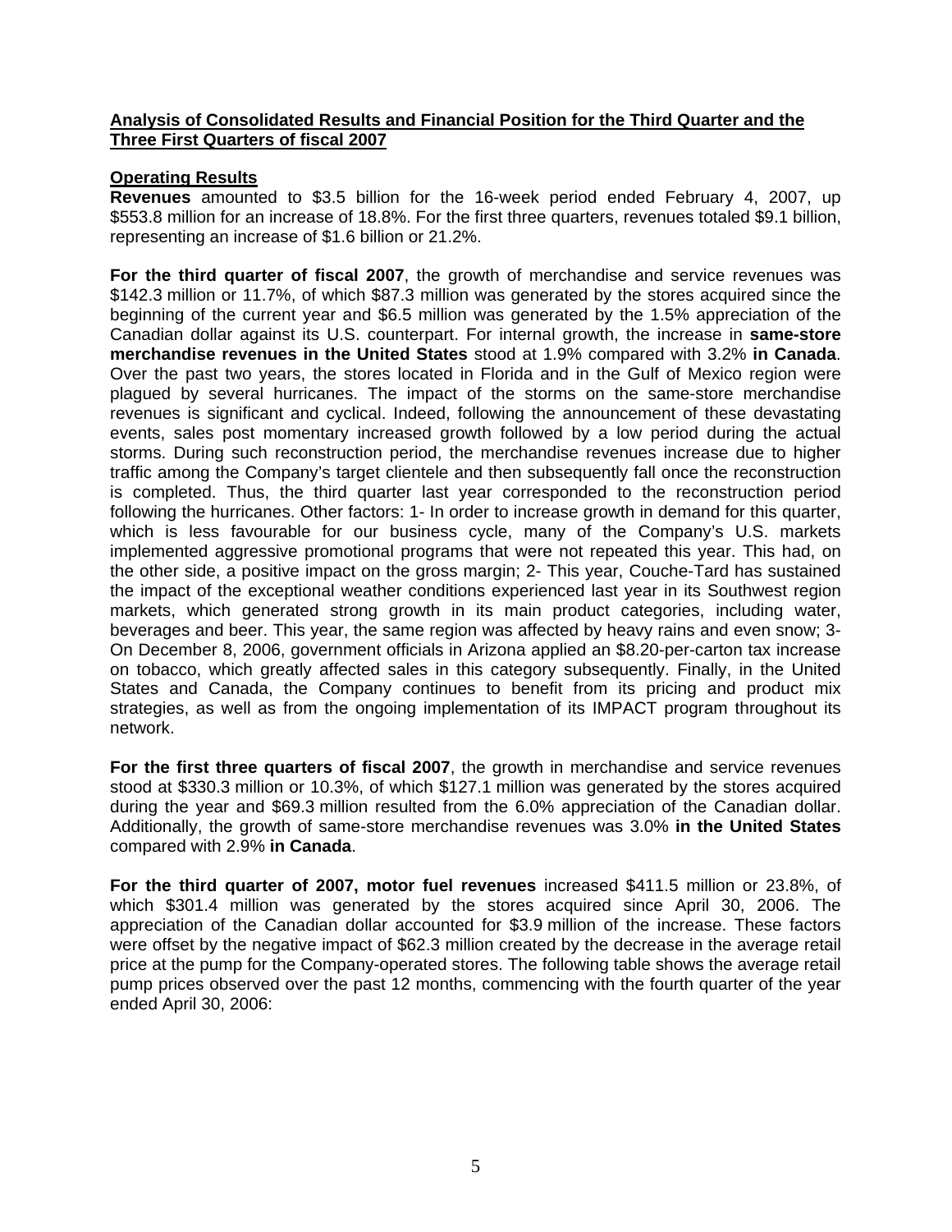## Analysis of Consolidated Results and Financial Position for the Third Quarter and the Three First Quarters of fiscal 2007

### Operating Results

**Revenues** amounted to $3.5 billion for the 16-week period ended February 4, 2007, up $553.8 million for an increase of 18.8%. For the first three quarters, revenues totaled $9.1 billion, representing an increase of $1.6 billion or 21.2%.

**For the third quarter of fiscal 2007**, the growth of merchandise and service revenues was $142.3 million or 11.7%, of which $87.3 million was generated by the stores acquired since the beginning of the current year and $6.5 million was generated by the 1.5% appreciation of the Canadian dollar against its U.S. counterpart. For internal growth, the increase in **same-store merchandise revenues in the United States** stood at 1.9% compared with 3.2% **in Canada**. Over the past two years, the stores located in Florida and in the Gulf of Mexico region were plagued by several hurricanes. The impact of the storms on the same-store merchandise revenues is significant and cyclical. Indeed, following the announcement of these devastating events, sales post momentary increased growth followed by a low period during the actual storms. During such reconstruction period, the merchandise revenues increase due to higher traffic among the Company's target clientele and then subsequently fall once the reconstruction is completed. Thus, the third quarter last year corresponded to the reconstruction period following the hurricanes. Other factors: 1- In order to increase growth in demand for this quarter, which is less favourable for our business cycle, many of the Company's U.S. markets implemented aggressive promotional programs that were not repeated this year. This had, on the other side, a positive impact on the gross margin; 2- This year, Couche-Tard has sustained the impact of the exceptional weather conditions experienced last year in its Southwest region markets, which generated strong growth in its main product categories, including water, beverages and beer. This year, the same region was affected by heavy rains and even snow; 3- On December 8, 2006, government officials in Arizona applied an $8.20-per-carton tax increase on tobacco, which greatly affected sales in this category subsequently. Finally, in the United States and Canada, the Company continues to benefit from its pricing and product mix strategies, as well as from the ongoing implementation of its IMPACT program throughout its network.

**For the first three quarters of fiscal 2007**, the growth in merchandise and service revenues stood at $330.3 million or 10.3%, of which $127.1 million was generated by the stores acquired during the year and $69.3 million resulted from the 6.0% appreciation of the Canadian dollar. Additionally, the growth of same-store merchandise revenues was 3.0% **in the United States** compared with 2.9% **in Canada**.

**For the third quarter of 2007, motor fuel revenues** increased $411.5 million or 23.8%, of which $301.4 million was generated by the stores acquired since April 30, 2006. The appreciation of the Canadian dollar accounted for $3.9 million of the increase. These factors were offset by the negative impact of $62.3 million created by the decrease in the average retail price at the pump for the Company-operated stores. The following table shows the average retail pump prices observed over the past 12 months, commencing with the fourth quarter of the year ended April 30, 2006: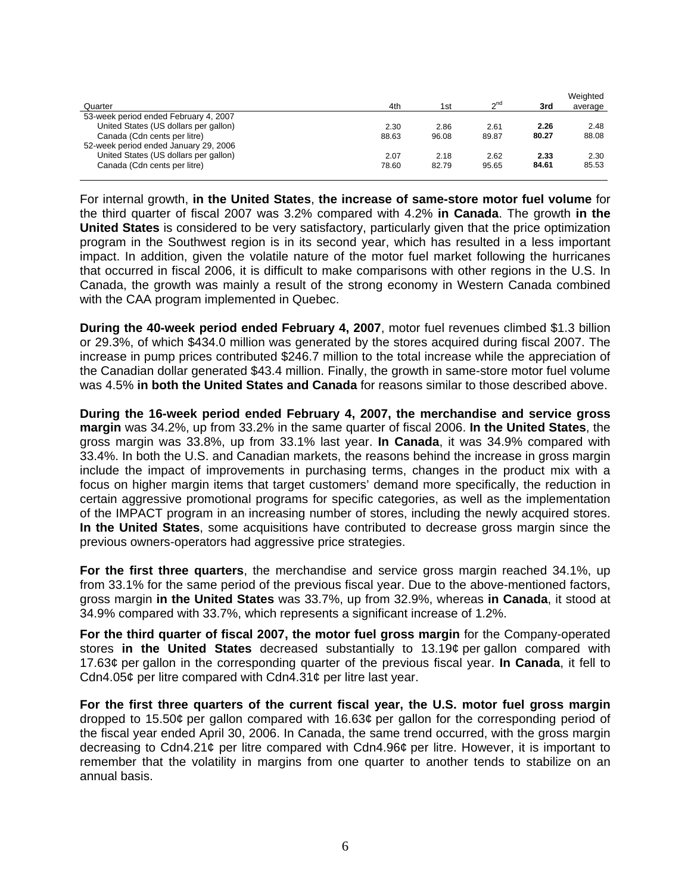| Quarter | 4th | 1st | 2nd | **3rd** | Weighted average |
|---|---|---|---|---|---|
| 53-week period ended February 4, 2007 | | | | | |
| United States (US dollars per gallon) | 2.30 | 2.86 | 2.61 | **2.26** | 2.48 |
| Canada (Cdn cents per litre) | 88.63 | 96.08 | 89.87 | **80.27** | 88.08 |
| 52-week period ended January 29, 2006 | | | | | |
| United States (US dollars per gallon) | 2.07 | 2.18 | 2.62 | **2.33** | 2.30 |
| Canada (Cdn cents per litre) | 78.60 | 82.79 | 95.65 | **84.61** | 85.53 |

For internal growth, **in the United States**, **the increase of same-store motor fuel volume** for the third quarter of fiscal 2007 was 3.2% compared with 4.2% **in Canada**. The growth **in the United States** is considered to be very satisfactory, particularly given that the price optimization program in the Southwest region is in its second year, which has resulted in a less important impact. In addition, given the volatile nature of the motor fuel market following the hurricanes that occurred in fiscal 2006, it is difficult to make comparisons with other regions in the U.S. In Canada, the growth was mainly a result of the strong economy in Western Canada combined with the CAA program implemented in Quebec.

**During the 40-week period ended February 4, 2007**, motor fuel revenues climbed $1.3 billion or 29.3%, of which $434.0 million was generated by the stores acquired during fiscal 2007. The increase in pump prices contributed $246.7 million to the total increase while the appreciation of the Canadian dollar generated $43.4 million. Finally, the growth in same-store motor fuel volume was 4.5% **in both the United States and Canada** for reasons similar to those described above.

**During the 16-week period ended February 4, 2007, the merchandise and service gross margin** was 34.2%, up from 33.2% in the same quarter of fiscal 2006. **In the United States**, the gross margin was 33.8%, up from 33.1% last year. **In Canada**, it was 34.9% compared with 33.4%. In both the U.S. and Canadian markets, the reasons behind the increase in gross margin include the impact of improvements in purchasing terms, changes in the product mix with a focus on higher margin items that target customers' demand more specifically, the reduction in certain aggressive promotional programs for specific categories, as well as the implementation of the IMPACT program in an increasing number of stores, including the newly acquired stores. **In the United States**, some acquisitions have contributed to decrease gross margin since the previous owners-operators had aggressive price strategies.

**For the first three quarters**, the merchandise and service gross margin reached 34.1%, up from 33.1% for the same period of the previous fiscal year. Due to the above-mentioned factors, gross margin **in the United States** was 33.7%, up from 32.9%, whereas **in Canada**, it stood at 34.9% compared with 33.7%, which represents a significant increase of 1.2%.

**For the third quarter of fiscal 2007, the motor fuel gross margin** for the Company-operated stores **in the United States** decreased substantially to 13.19¢ per gallon compared with 17.63¢ per gallon in the corresponding quarter of the previous fiscal year. **In Canada**, it fell to Cdn4.05¢ per litre compared with Cdn4.31¢ per litre last year.

**For the first three quarters of the current fiscal year, the U.S. motor fuel gross margin** dropped to 15.50¢ per gallon compared with 16.63¢ per gallon for the corresponding period of the fiscal year ended April 30, 2006. In Canada, the same trend occurred, with the gross margin decreasing to Cdn4.21¢ per litre compared with Cdn4.96¢ per litre. However, it is important to remember that the volatility in margins from one quarter to another tends to stabilize on an annual basis.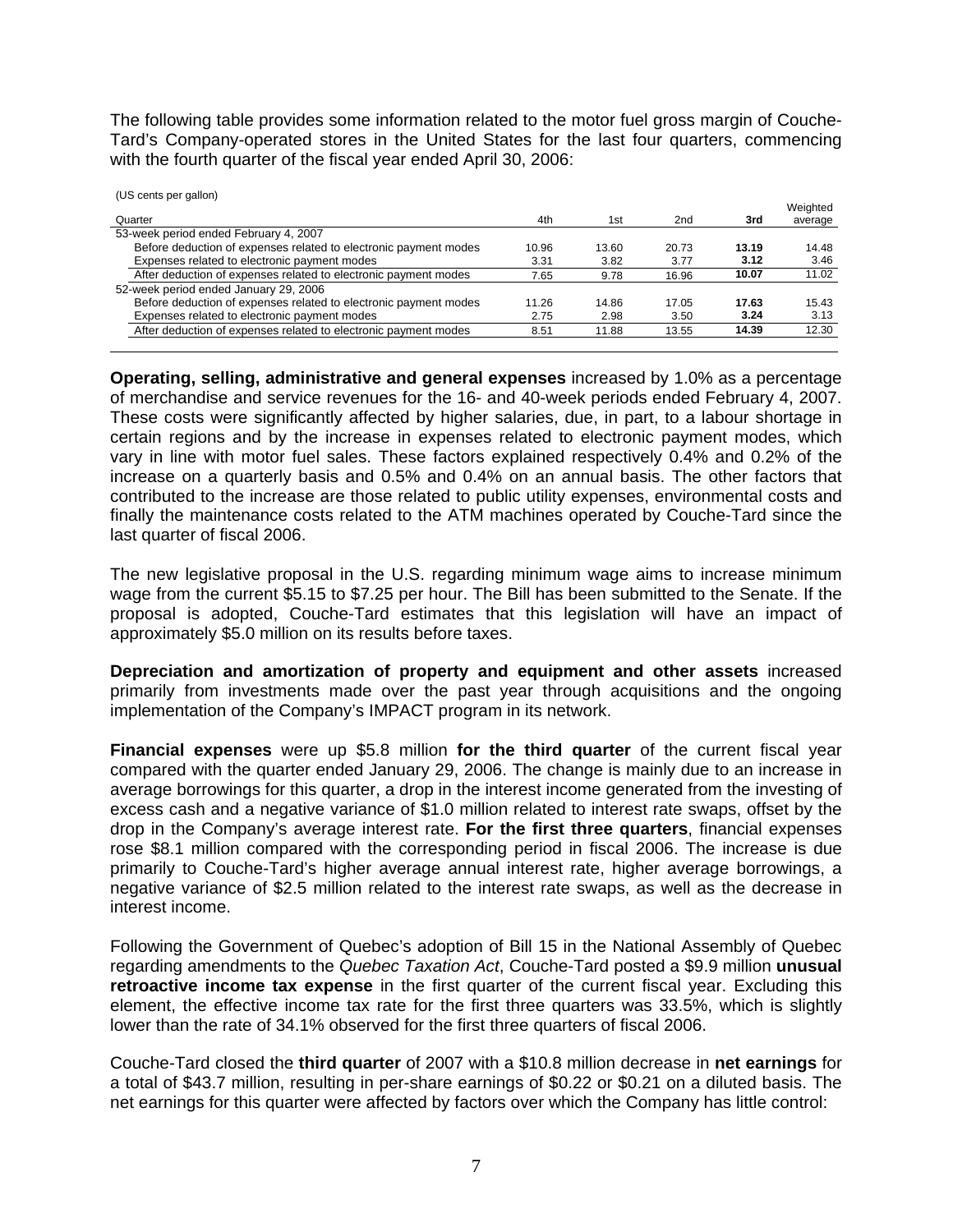The following table provides some information related to the motor fuel gross margin of Couche-Tard's Company-operated stores in the United States for the last four quarters, commencing with the fourth quarter of the fiscal year ended April 30, 2006:

(US cents per gallon)

| Quarter | 4th | 1st | 2nd | **3rd** | Weighted average |
|---|---|---|---|---|---|
| 53-week period ended February 4, 2007 | | | | | |
| Before deduction of expenses related to electronic payment modes | 10.96 | 13.60 | 20.73 | **13.19** | 14.48 |
| Expenses related to electronic payment modes | 3.31 | 3.82 | 3.77 | **3.12** | 3.46 |
| After deduction of expenses related to electronic payment modes | 7.65 | 9.78 | 16.96 | **10.07** | 11.02 |
| 52-week period ended January 29, 2006 | | | | | |
| Before deduction of expenses related to electronic payment modes | 11.26 | 14.86 | 17.05 | **17.63** | 15.43 |
| Expenses related to electronic payment modes | 2.75 | 2.98 | 3.50 | **3.24** | 3.13 |
| After deduction of expenses related to electronic payment modes | 8.51 | 11.88 | 13.55 | **14.39** | 12.30 |

**Operating, selling, administrative and general expenses** increased by 1.0% as a percentage of merchandise and service revenues for the 16- and 40-week periods ended February 4, 2007. These costs were significantly affected by higher salaries, due, in part, to a labour shortage in certain regions and by the increase in expenses related to electronic payment modes, which vary in line with motor fuel sales. These factors explained respectively 0.4% and 0.2% of the increase on a quarterly basis and 0.5% and 0.4% on an annual basis. The other factors that contributed to the increase are those related to public utility expenses, environmental costs and finally the maintenance costs related to the ATM machines operated by Couche-Tard since the last quarter of fiscal 2006.

The new legislative proposal in the U.S. regarding minimum wage aims to increase minimum wage from the current $5.15 to $7.25 per hour. The Bill has been submitted to the Senate. If the proposal is adopted, Couche-Tard estimates that this legislation will have an impact of approximately $5.0 million on its results before taxes.

**Depreciation and amortization of property and equipment and other assets** increased primarily from investments made over the past year through acquisitions and the ongoing implementation of the Company's IMPACT program in its network.

**Financial expenses** were up $5.8 million **for the third quarter** of the current fiscal year compared with the quarter ended January 29, 2006. The change is mainly due to an increase in average borrowings for this quarter, a drop in the interest income generated from the investing of excess cash and a negative variance of $1.0 million related to interest rate swaps, offset by the drop in the Company's average interest rate. **For the first three quarters**, financial expenses rose $8.1 million compared with the corresponding period in fiscal 2006. The increase is due primarily to Couche-Tard's higher average annual interest rate, higher average borrowings, a negative variance of $2.5 million related to the interest rate swaps, as well as the decrease in interest income.

Following the Government of Quebec's adoption of Bill 15 in the National Assembly of Quebec regarding amendments to the *Quebec Taxation Act*, Couche-Tard posted a $9.9 million **unusual retroactive income tax expense** in the first quarter of the current fiscal year. Excluding this element, the effective income tax rate for the first three quarters was 33.5%, which is slightly lower than the rate of 34.1% observed for the first three quarters of fiscal 2006.

Couche-Tard closed the **third quarter** of 2007 with a $10.8 million decrease in **net earnings** for a total of $43.7 million, resulting in per-share earnings of $0.22 or $0.21 on a diluted basis. The net earnings for this quarter were affected by factors over which the Company has little control: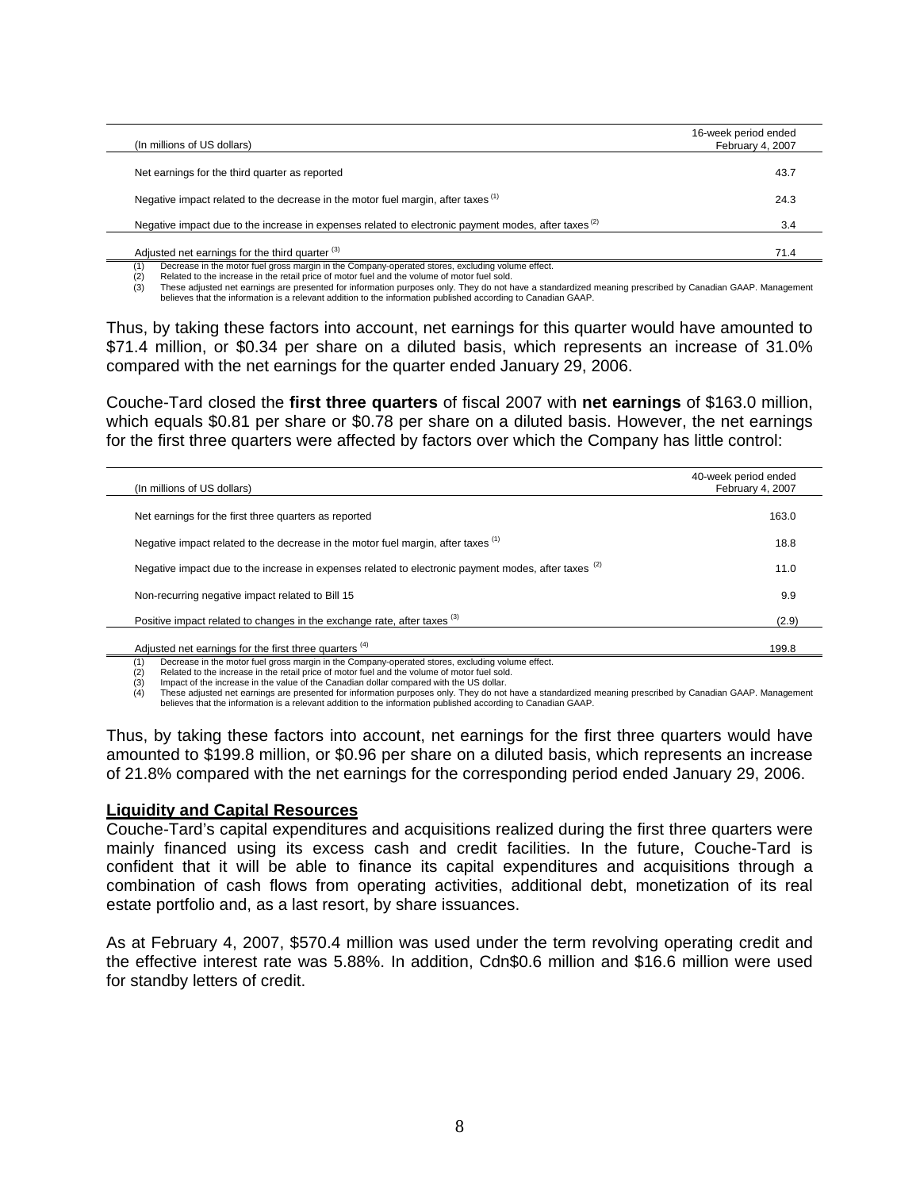| (In millions of US dollars) | 16-week period ended February 4, 2007 |
|---|---|
| Net earnings for the third quarter as reported | 43.7 |
| Negative impact related to the decrease in the motor fuel margin, after taxes [1] | 24.3 |
| Negative impact due to the increase in expenses related to electronic payment modes, after taxes [2] | 3.4 |
| Adjusted net earnings for the third quarter [3] | 71.4 |

(1) Decrease in the motor fuel gross margin in the Company-operated stores, excluding volume effect.
(2) Related to the increase in the retail price of motor fuel and the volume of motor fuel sold.
(3) These adjusted net earnings are presented for information purposes only. They do not have a standardized meaning prescribed by Canadian GAAP. Management believes that the information is a relevant addition to the information published according to Canadian GAAP.

Thus, by taking these factors into account, net earnings for this quarter would have amounted to $71.4 million, or $0.34 per share on a diluted basis, which represents an increase of 31.0% compared with the net earnings for the quarter ended January 29, 2006.

Couche-Tard closed the **first three quarters** of fiscal 2007 with **net earnings** of $163.0 million, which equals $0.81 per share or $0.78 per share on a diluted basis. However, the net earnings for the first three quarters were affected by factors over which the Company has little control:

| (In millions of US dollars) | 40-week period ended February 4, 2007 |
|---|---|
| Net earnings for the first three quarters as reported | 163.0 |
| Negative impact related to the decrease in the motor fuel margin, after taxes [1] | 18.8 |
| Negative impact due to the increase in expenses related to electronic payment modes, after taxes [2] | 11.0 |
| Non-recurring negative impact related to Bill 15 | 9.9 |
| Positive impact related to changes in the exchange rate, after taxes [3] | (2.9) |
| Adjusted net earnings for the first three quarters [4] | 199.8 |

(1) Decrease in the motor fuel gross margin in the Company-operated stores, excluding volume effect.
(2) Related to the increase in the retail price of motor fuel and the volume of motor fuel sold.
(3) Impact of the increase in the value of the Canadian dollar compared with the US dollar.
(4) These adjusted net earnings are presented for information purposes only. They do not have a standardized meaning prescribed by Canadian GAAP. Management believes that the information is a relevant addition to the information published according to Canadian GAAP.

Thus, by taking these factors into account, net earnings for the first three quarters would have amounted to $199.8 million, or $0.96 per share on a diluted basis, which represents an increase of 21.8% compared with the net earnings for the corresponding period ended January 29, 2006.

## Liquidity and Capital Resources

Couche-Tard's capital expenditures and acquisitions realized during the first three quarters were mainly financed using its excess cash and credit facilities. In the future, Couche-Tard is confident that it will be able to finance its capital expenditures and acquisitions through a combination of cash flows from operating activities, additional debt, monetization of its real estate portfolio and, as a last resort, by share issuances.

As at February 4, 2007, $570.4 million was used under the term revolving operating credit and the effective interest rate was 5.88%. In addition, Cdn$0.6 million and $16.6 million were used for standby letters of credit.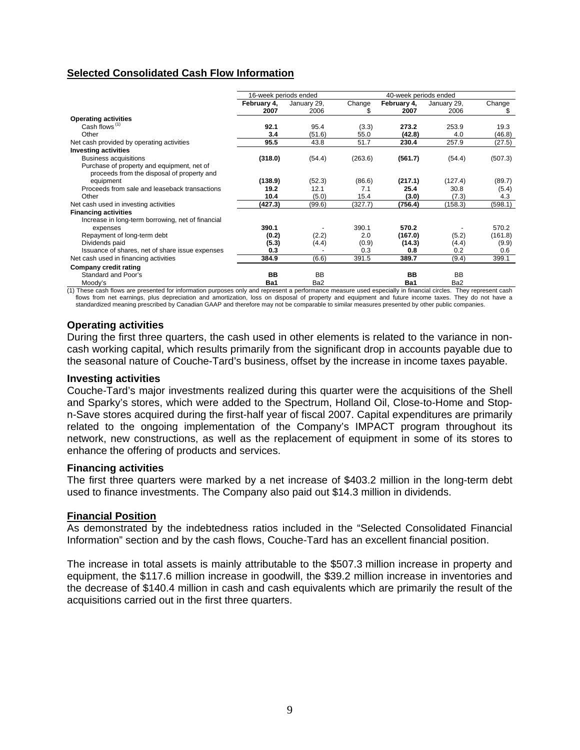## Selected Consolidated Cash Flow Information

| | 16-week periods ended | | | 40-week periods ended | | |
|---|---|---|---|---|---|---|
| | **February 4, 2007** | January 29, 2006 | Change $ | **February 4, 2007** | January 29, 2006 | Change $ |
| **Operating activities** | | | | | | |
| Cash flows [(1)] | **92.1** | 95.4 | (3.3) | **273.2** | 253.9 | 19.3 |
| Other | **3.4** | (51.6) | 55.0 | **(42.8)** | 4.0 | (46.8) |
| Net cash provided by operating activities | **95.5** | 43.8 | 51.7 | **230.4** | 257.9 | (27.5) |
| **Investing activities** | | | | | | |
| Business acquisitions | **(318.0)** | (54.4) | (263.6) | **(561.7)** | (54.4) | (507.3) |
| Purchase of property and equipment, net of proceeds from the disposal of property and equipment | **(138.9)** | (52.3) | (86.6) | **(217.1)** | (127.4) | (89.7) |
| Proceeds from sale and leaseback transactions | **19.2** | 12.1 | 7.1 | **25.4** | 30.8 | (5.4) |
| Other | **10.4** | (5.0) | 15.4 | **(3.0)** | (7.3) | 4.3 |
| Net cash used in investing activities | **(427.3)** | (99.6) | (327.7) | **(756.4)** | (158.3) | (598.1) |
| **Financing activities** | | | | | | |
| Increase in long-term borrowing, net of financial expenses | **390.1** | - | 390.1 | **570.2** | - | 570.2 |
| Repayment of long-term debt | **(0.2)** | (2.2) | 2.0 | **(167.0)** | (5.2) | (161.8) |
| Dividends paid | **(5.3)** | (4.4) | (0.9) | **(14.3)** | (4.4) | (9.9) |
| Issuance of shares, net of share issue expenses | **0.3** | - | 0.3 | **0.8** | 0.2 | 0.6 |
| Net cash used in financing activities | **384.9** | (6.6) | 391.5 | **389.7** | (9.4) | 399.1 |
| **Company credit rating** | | | | | | |
| Standard and Poor's | **BB** | BB | | **BB** | BB | |
| Moody's | **Ba1** | Ba2 | | **Ba1** | Ba2 | |

(1) These cash flows are presented for information purposes only and represent a performance measure used especially in financial circles. They represent cash flows from net earnings, plus depreciation and amortization, loss on disposal of property and equipment and future income taxes. They do not have a standardized meaning prescribed by Canadian GAAP and therefore may not be comparable to similar measures presented by other public companies.

### Operating activities

During the first three quarters, the cash used in other elements is related to the variance in non-cash working capital, which results primarily from the significant drop in accounts payable due to the seasonal nature of Couche-Tard's business, offset by the increase in income taxes payable.

### Investing activities

Couche-Tard's major investments realized during this quarter were the acquisitions of the Shell and Sparky's stores, which were added to the Spectrum, Holland Oil, Close-to-Home and Stop-n-Save stores acquired during the first-half year of fiscal 2007. Capital expenditures are primarily related to the ongoing implementation of the Company's IMPACT program throughout its network, new constructions, as well as the replacement of equipment in some of its stores to enhance the offering of products and services.

### Financing activities

The first three quarters were marked by a net increase of $403.2 million in the long-term debt used to finance investments. The Company also paid out $14.3 million in dividends.

## Financial Position

As demonstrated by the indebtedness ratios included in the "Selected Consolidated Financial Information" section and by the cash flows, Couche-Tard has an excellent financial position.

The increase in total assets is mainly attributable to the $507.3 million increase in property and equipment, the $117.6 million increase in goodwill, the $39.2 million increase in inventories and the decrease of $140.4 million in cash and cash equivalents which are primarily the result of the acquisitions carried out in the first three quarters.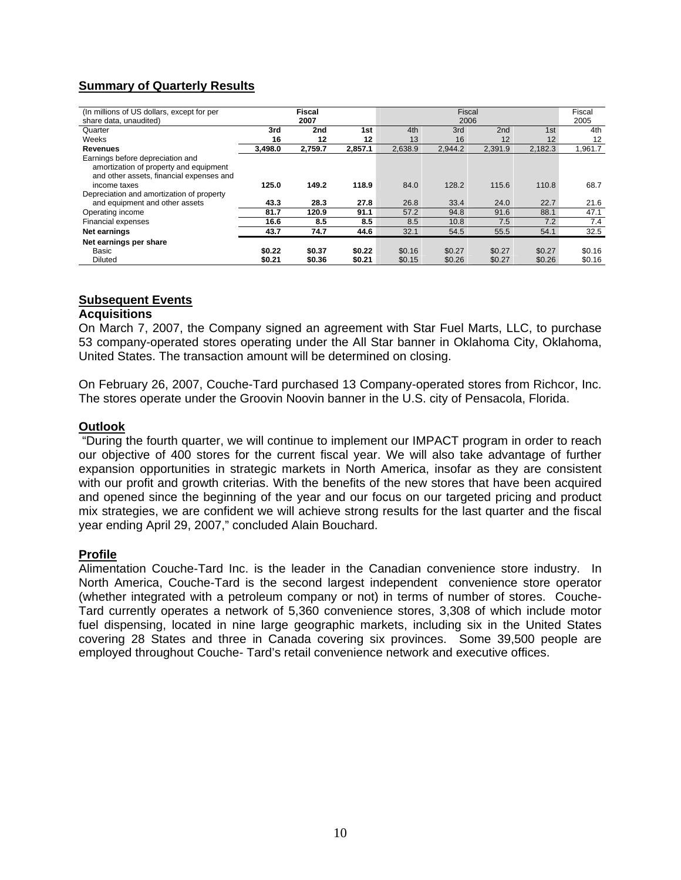## Summary of Quarterly Results

| (In millions of US dollars, except for per share data, unaudited) | Fiscal 2007 | | | Fiscal 2006 | | | | Fiscal 2005 |
|---|---|---|---|---|---|---|---|---|
| Quarter | **3rd** | **2nd** | **1st** | 4th | 3rd | 2nd | 1st | 4th |
| Weeks | **16** | **12** | **12** | 13 | 16 | 12 | 12 | 12 |
| **Revenues** | **3,498.0** | **2,759.7** | **2,857.1** | 2,638.9 | 2,944.2 | 2,391.9 | 2,182.3 | 1,961.7 |
| Earnings before depreciation and amortization of property and equipment and other assets, financial expenses and income taxes | **125.0** | **149.2** | **118.9** | 84.0 | 128.2 | 115.6 | 110.8 | 68.7 |
| Depreciation and amortization of property and equipment and other assets | **43.3** | **28.3** | **27.8** | 26.8 | 33.4 | 24.0 | 22.7 | 21.6 |
| Operating income | **81.7** | **120.9** | **91.1** | 57.2 | 94.8 | 91.6 | 88.1 | 47.1 |
| Financial expenses | **16.6** | **8.5** | **8.5** | 8.5 | 10.8 | 7.5 | 7.2 | 7.4 |
| **Net earnings** | **43.7** | **74.7** | **44.6** | 32.1 | 54.5 | 55.5 | 54.1 | 32.5 |
| **Net earnings per share** | | | | | | | | |
| Basic | **$0.22** | **$0.37** | **$0.22** | $0.16 | $0.27 | $0.27 | $0.27 | $0.16 |
| Diluted | **$0.21** | **$0.36** | **$0.21** | $0.15 | $0.26 | $0.27 | $0.26 | $0.16 |

## Subsequent Events

### Acquisitions

On March 7, 2007, the Company signed an agreement with Star Fuel Marts, LLC, to purchase 53 company-operated stores operating under the All Star banner in Oklahoma City, Oklahoma, United States. The transaction amount will be determined on closing.

On February 26, 2007, Couche-Tard purchased 13 Company-operated stores from Richcor, Inc. The stores operate under the Groovin Noovin banner in the U.S. city of Pensacola, Florida.

## Outlook

"During the fourth quarter, we will continue to implement our IMPACT program in order to reach our objective of 400 stores for the current fiscal year. We will also take advantage of further expansion opportunities in strategic markets in North America, insofar as they are consistent with our profit and growth criterias. With the benefits of the new stores that have been acquired and opened since the beginning of the year and our focus on our targeted pricing and product mix strategies, we are confident we will achieve strong results for the last quarter and the fiscal year ending April 29, 2007," concluded Alain Bouchard.

## Profile

Alimentation Couche-Tard Inc. is the leader in the Canadian convenience store industry. In North America, Couche-Tard is the second largest independent convenience store operator (whether integrated with a petroleum company or not) in terms of number of stores. Couche-Tard currently operates a network of 5,360 convenience stores, 3,308 of which include motor fuel dispensing, located in nine large geographic markets, including six in the United States covering 28 States and three in Canada covering six provinces. Some 39,500 people are employed throughout Couche- Tard's retail convenience network and executive offices.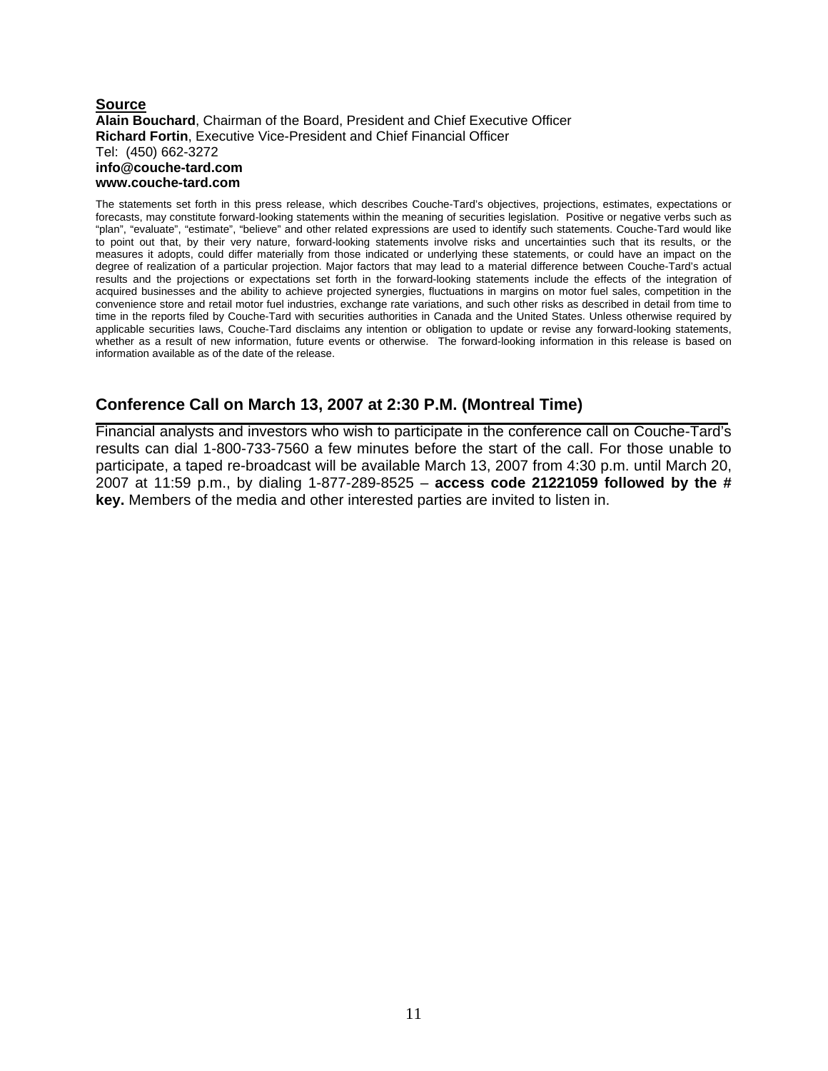**Source**
**Alain Bouchard**, Chairman of the Board, President and Chief Executive Officer
**Richard Fortin**, Executive Vice-President and Chief Financial Officer
Tel: (450) 662-3272
**info@couche-tard.com**
**www.couche-tard.com**

The statements set forth in this press release, which describes Couche-Tard's objectives, projections, estimates, expectations or forecasts, may constitute forward-looking statements within the meaning of securities legislation. Positive or negative verbs such as "plan", "evaluate", "estimate", "believe" and other related expressions are used to identify such statements. Couche-Tard would like to point out that, by their very nature, forward-looking statements involve risks and uncertainties such that its results, or the measures it adopts, could differ materially from those indicated or underlying these statements, or could have an impact on the degree of realization of a particular projection. Major factors that may lead to a material difference between Couche-Tard's actual results and the projections or expectations set forth in the forward-looking statements include the effects of the integration of acquired businesses and the ability to achieve projected synergies, fluctuations in margins on motor fuel sales, competition in the convenience store and retail motor fuel industries, exchange rate variations, and such other risks as described in detail from time to time in the reports filed by Couche-Tard with securities authorities in Canada and the United States. Unless otherwise required by applicable securities laws, Couche-Tard disclaims any intention or obligation to update or revise any forward-looking statements, whether as a result of new information, future events or otherwise. The forward-looking information in this release is based on information available as of the date of the release.

## Conference Call on March 13, 2007 at 2:30 P.M. (Montreal Time)

Financial analysts and investors who wish to participate in the conference call on Couche-Tard's results can dial 1-800-733-7560 a few minutes before the start of the call. For those unable to participate, a taped re-broadcast will be available March 13, 2007 from 4:30 p.m. until March 20, 2007 at 11:59 p.m., by dialing 1-877-289-8525 – **access code 21221059 followed by the # key.** Members of the media and other interested parties are invited to listen in.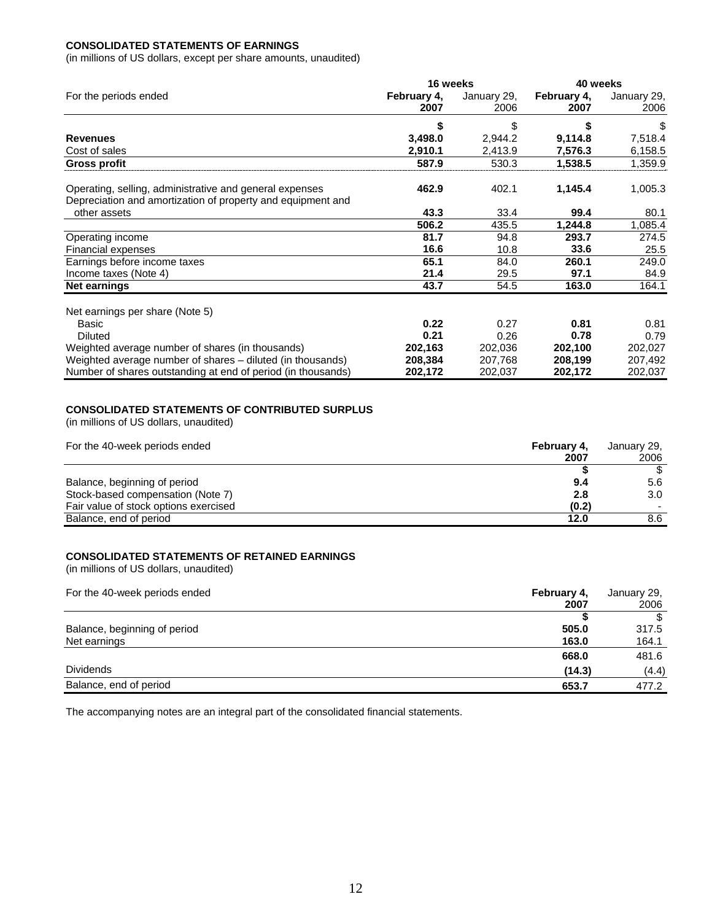**CONSOLIDATED STATEMENTS OF EARNINGS**

(in millions of US dollars, except per share amounts, unaudited)

| | 16 weeks | | 40 weeks | |
|---|---|---|---|---|
| For the periods ended | **February 4, 2007** | January 29, 2006 | **February 4, 2007** | January 29, 2006 |
| | **$** | $ | **$** | $ |
| **Revenues** | **3,498.0** | 2,944.2 | **9,114.8** | 7,518.4 |
| Cost of sales | **2,910.1** | 2,413.9 | **7,576.3** | 6,158.5 |
| **Gross profit** | **587.9** | 530.3 | **1,538.5** | 1,359.9 |
| Operating, selling, administrative and general expenses | **462.9** | 402.1 | **1,145.4** | 1,005.3 |
| Depreciation and amortization of property and equipment and other assets | **43.3** | 33.4 | **99.4** | 80.1 |
| | **506.2** | 435.5 | **1,244.8** | 1,085.4 |
| Operating income | **81.7** | 94.8 | **293.7** | 274.5 |
| Financial expenses | **16.6** | 10.8 | **33.6** | 25.5 |
| Earnings before income taxes | **65.1** | 84.0 | **260.1** | 249.0 |
| Income taxes (Note 4) | **21.4** | 29.5 | **97.1** | 84.9 |
| **Net earnings** | **43.7** | 54.5 | **163.0** | 164.1 |
| Net earnings per share (Note 5) | | | | |
| Basic | **0.22** | 0.27 | **0.81** | 0.81 |
| Diluted | **0.21** | 0.26 | **0.78** | 0.79 |
| Weighted average number of shares (in thousands) | **202,163** | 202,036 | **202,100** | 202,027 |
| Weighted average number of shares – diluted (in thousands) | **208,384** | 207,768 | **208,199** | 207,492 |
| Number of shares outstanding at end of period (in thousands) | **202,172** | 202,037 | **202,172** | 202,037 |

**CONSOLIDATED STATEMENTS OF CONTRIBUTED SURPLUS**

(in millions of US dollars, unaudited)

| For the 40-week periods ended | **February 4, 2007** | January 29, 2006 |
|---|---|---|
| | **$** | $ |
| Balance, beginning of period | **9.4** | 5.6 |
| Stock-based compensation (Note 7) | **2.8** | 3.0 |
| Fair value of stock options exercised | **(0.2)** | - |
| Balance, end of period | **12.0** | 8.6 |

**CONSOLIDATED STATEMENTS OF RETAINED EARNINGS**

(in millions of US dollars, unaudited)

| For the 40-week periods ended | **February 4, 2007** | January 29, 2006 |
|---|---|---|
| | **$** | $ |
| Balance, beginning of period | **505.0** | 317.5 |
| Net earnings | **163.0** | 164.1 |
| | **668.0** | 481.6 |
| Dividends | **(14.3)** | (4.4) |
| Balance, end of period | **653.7** | 477.2 |

The accompanying notes are an integral part of the consolidated financial statements.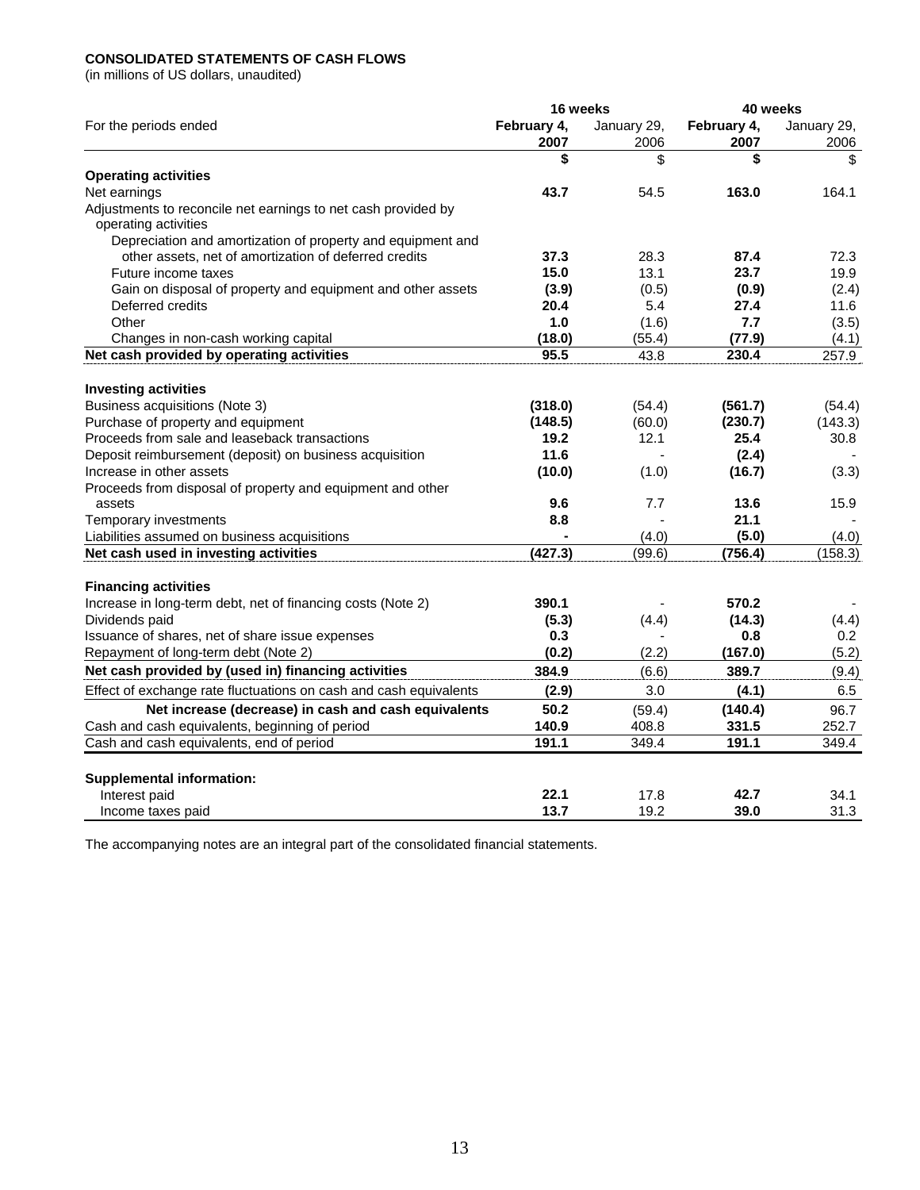**CONSOLIDATED STATEMENTS OF CASH FLOWS**
(in millions of US dollars, unaudited)

| | 16 weeks | | 40 weeks | |
|---|---|---|---|---|
| For the periods ended | **February 4, 2007** | January 29, 2006 | **February 4, 2007** | January 29, 2006 |
| | **$** | $ | **$** | $ |
| **Operating activities** | | | | |
| Net earnings | **43.7** | 54.5 | **163.0** | 164.1 |
| Adjustments to reconcile net earnings to net cash provided by operating activities | | | | |
| Depreciation and amortization of property and equipment and other assets, net of amortization of deferred credits | **37.3** | 28.3 | **87.4** | 72.3 |
| Future income taxes | **15.0** | 13.1 | **23.7** | 19.9 |
| Gain on disposal of property and equipment and other assets | **(3.9)** | (0.5) | **(0.9)** | (2.4) |
| Deferred credits | **20.4** | 5.4 | **27.4** | 11.6 |
| Other | **1.0** | (1.6) | **7.7** | (3.5) |
| Changes in non-cash working capital | **(18.0)** | (55.4) | **(77.9)** | (4.1) |
| **Net cash provided by operating activities** | **95.5** | 43.8 | **230.4** | 257.9 |
| **Investing activities** | | | | |
| Business acquisitions (Note 3) | **(318.0)** | (54.4) | **(561.7)** | (54.4) |
| Purchase of property and equipment | **(148.5)** | (60.0) | **(230.7)** | (143.3) |
| Proceeds from sale and leaseback transactions | **19.2** | 12.1 | **25.4** | 30.8 |
| Deposit reimbursement (deposit) on business acquisition | **11.6** | - | **(2.4)** | - |
| Increase in other assets | **(10.0)** | (1.0) | **(16.7)** | (3.3) |
| Proceeds from disposal of property and equipment and other assets | **9.6** | 7.7 | **13.6** | 15.9 |
| Temporary investments | **8.8** | - | **21.1** | - |
| Liabilities assumed on business acquisitions | **-** | (4.0) | **(5.0)** | (4.0) |
| **Net cash used in investing activities** | **(427.3)** | (99.6) | **(756.4)** | (158.3) |
| **Financing activities** | | | | |
| Increase in long-term debt, net of financing costs (Note 2) | **390.1** | - | **570.2** | - |
| Dividends paid | **(5.3)** | (4.4) | **(14.3)** | (4.4) |
| Issuance of shares, net of share issue expenses | **0.3** | - | **0.8** | 0.2 |
| Repayment of long-term debt (Note 2) | **(0.2)** | (2.2) | **(167.0)** | (5.2) |
| **Net cash provided by (used in) financing activities** | **384.9** | (6.6) | **389.7** | (9.4) |
| Effect of exchange rate fluctuations on cash and cash equivalents | **(2.9)** | 3.0 | **(4.1)** | 6.5 |
| **Net increase (decrease) in cash and cash equivalents** | **50.2** | (59.4) | **(140.4)** | 96.7 |
| Cash and cash equivalents, beginning of period | **140.9** | 408.8 | **331.5** | 252.7 |
| Cash and cash equivalents, end of period | **191.1** | 349.4 | **191.1** | 349.4 |
| **Supplemental information:** | | | | |
| Interest paid | **22.1** | 17.8 | **42.7** | 34.1 |
| Income taxes paid | **13.7** | 19.2 | **39.0** | 31.3 |

The accompanying notes are an integral part of the consolidated financial statements.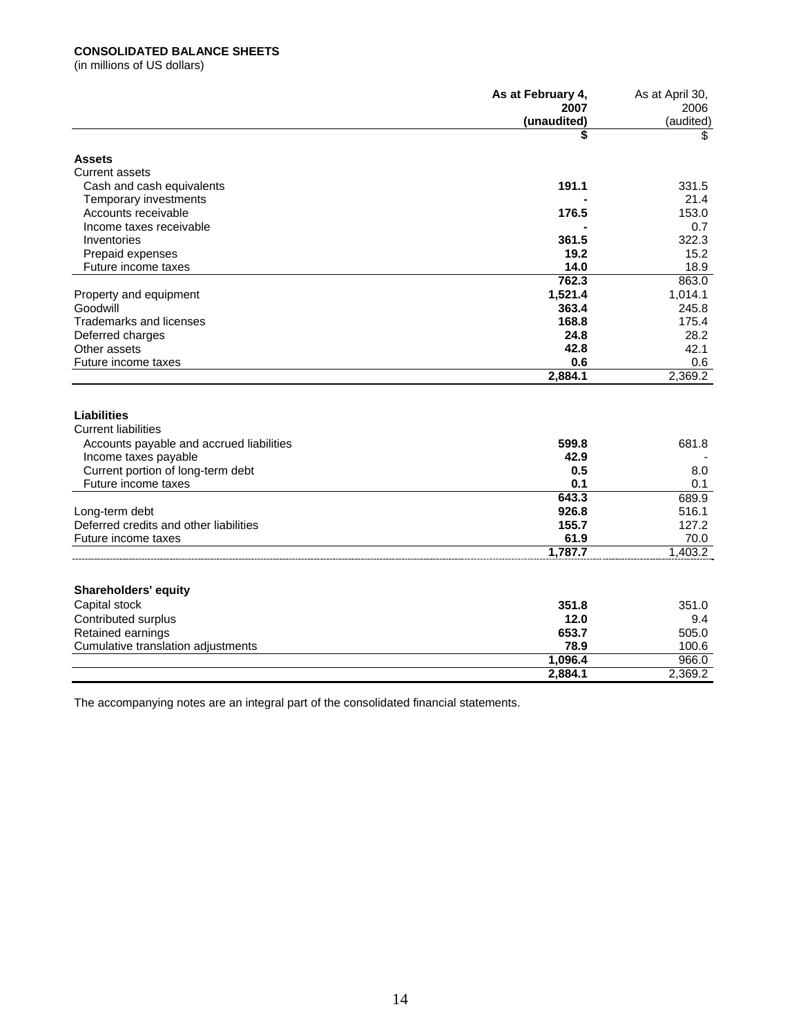**CONSOLIDATED BALANCE SHEETS**
(in millions of US dollars)

| | **As at February 4, 2007 (unaudited)** | As at April 30, 2006 (audited) |
|---|---|---|
| | **$** | $ |
| **Assets** | | |
| Current assets | | |
| Cash and cash equivalents | **191.1** | 331.5 |
| Temporary investments | **-** | 21.4 |
| Accounts receivable | **176.5** | 153.0 |
| Income taxes receivable | **-** | 0.7 |
| Inventories | **361.5** | 322.3 |
| Prepaid expenses | **19.2** | 15.2 |
| Future income taxes | **14.0** | 18.9 |
| | **762.3** | 863.0 |
| Property and equipment | **1,521.4** | 1,014.1 |
| Goodwill | **363.4** | 245.8 |
| Trademarks and licenses | **168.8** | 175.4 |
| Deferred charges | **24.8** | 28.2 |
| Other assets | **42.8** | 42.1 |
| Future income taxes | **0.6** | 0.6 |
| | **2,884.1** | 2,369.2 |
| **Liabilities** | | |
| Current liabilities | | |
| Accounts payable and accrued liabilities | **599.8** | 681.8 |
| Income taxes payable | **42.9** | - |
| Current portion of long-term debt | **0.5** | 8.0 |
| Future income taxes | **0.1** | 0.1 |
| | **643.3** | 689.9 |
| Long-term debt | **926.8** | 516.1 |
| Deferred credits and other liabilities | **155.7** | 127.2 |
| Future income taxes | **61.9** | 70.0 |
| | **1,787.7** | 1,403.2 |
| **Shareholders' equity** | | |
| Capital stock | **351.8** | 351.0 |
| Contributed surplus | **12.0** | 9.4 |
| Retained earnings | **653.7** | 505.0 |
| Cumulative translation adjustments | **78.9** | 100.6 |
| | **1,096.4** | 966.0 |
| | **2,884.1** | 2,369.2 |

The accompanying notes are an integral part of the consolidated financial statements.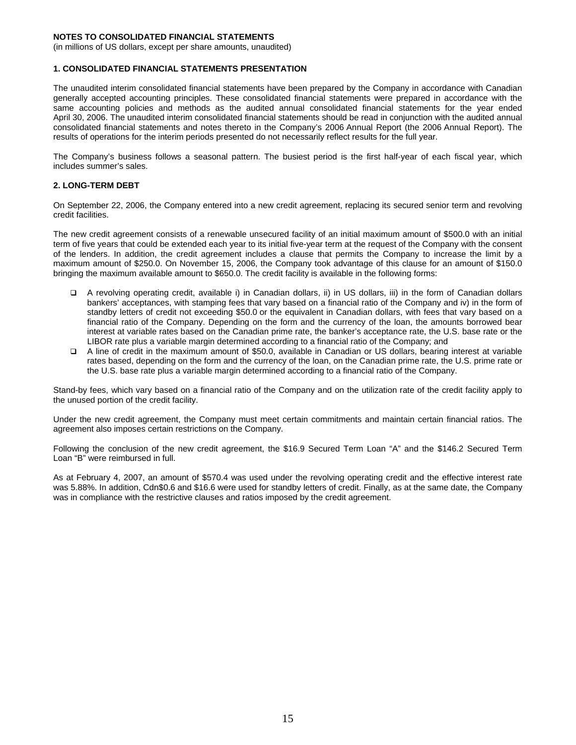**NOTES TO CONSOLIDATED FINANCIAL STATEMENTS**
(in millions of US dollars, except per share amounts, unaudited)

### 1. CONSOLIDATED FINANCIAL STATEMENTS PRESENTATION

The unaudited interim consolidated financial statements have been prepared by the Company in accordance with Canadian generally accepted accounting principles. These consolidated financial statements were prepared in accordance with the same accounting policies and methods as the audited annual consolidated financial statements for the year ended April 30, 2006. The unaudited interim consolidated financial statements should be read in conjunction with the audited annual consolidated financial statements and notes thereto in the Company's 2006 Annual Report (the 2006 Annual Report). The results of operations for the interim periods presented do not necessarily reflect results for the full year.

The Company's business follows a seasonal pattern. The busiest period is the first half-year of each fiscal year, which includes summer's sales.

### 2. LONG-TERM DEBT

On September 22, 2006, the Company entered into a new credit agreement, replacing its secured senior term and revolving credit facilities.

The new credit agreement consists of a renewable unsecured facility of an initial maximum amount of $500.0 with an initial term of five years that could be extended each year to its initial five-year term at the request of the Company with the consent of the lenders. In addition, the credit agreement includes a clause that permits the Company to increase the limit by a maximum amount of $250.0. On November 15, 2006, the Company took advantage of this clause for an amount of $150.0 bringing the maximum available amount to $650.0. The credit facility is available in the following forms:

- A revolving operating credit, available i) in Canadian dollars, ii) in US dollars, iii) in the form of Canadian dollars bankers' acceptances, with stamping fees that vary based on a financial ratio of the Company and iv) in the form of standby letters of credit not exceeding $50.0 or the equivalent in Canadian dollars, with fees that vary based on a financial ratio of the Company. Depending on the form and the currency of the loan, the amounts borrowed bear interest at variable rates based on the Canadian prime rate, the banker's acceptance rate, the U.S. base rate or the LIBOR rate plus a variable margin determined according to a financial ratio of the Company; and
- A line of credit in the maximum amount of $50.0, available in Canadian or US dollars, bearing interest at variable rates based, depending on the form and the currency of the loan, on the Canadian prime rate, the U.S. prime rate or the U.S. base rate plus a variable margin determined according to a financial ratio of the Company.

Stand-by fees, which vary based on a financial ratio of the Company and on the utilization rate of the credit facility apply to the unused portion of the credit facility.

Under the new credit agreement, the Company must meet certain commitments and maintain certain financial ratios. The agreement also imposes certain restrictions on the Company.

Following the conclusion of the new credit agreement, the $16.9 Secured Term Loan "A" and the $146.2 Secured Term Loan "B" were reimbursed in full.

As at February 4, 2007, an amount of $570.4 was used under the revolving operating credit and the effective interest rate was 5.88%. In addition, Cdn$0.6 and $16.6 were used for standby letters of credit. Finally, as at the same date, the Company was in compliance with the restrictive clauses and ratios imposed by the credit agreement.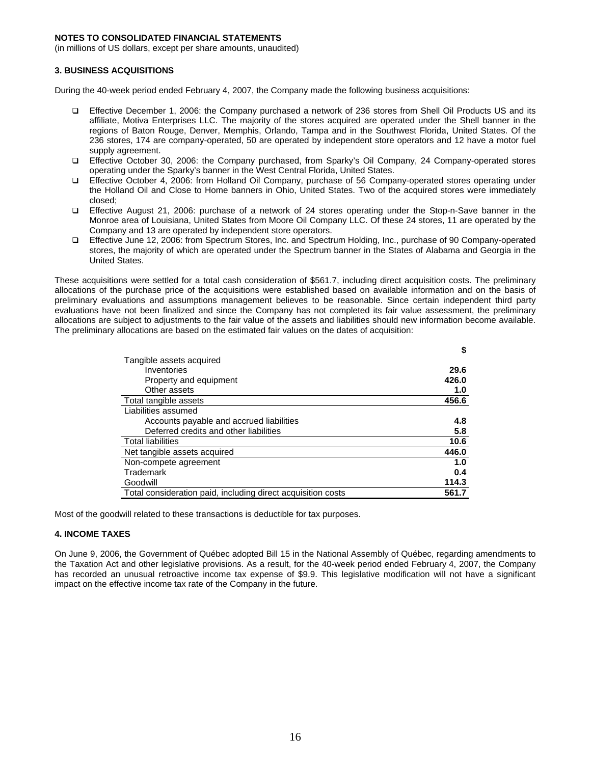**NOTES TO CONSOLIDATED FINANCIAL STATEMENTS**
(in millions of US dollars, except per share amounts, unaudited)

## 3. BUSINESS ACQUISITIONS

During the 40-week period ended February 4, 2007, the Company made the following business acquisitions:

- Effective December 1, 2006: the Company purchased a network of 236 stores from Shell Oil Products US and its affiliate, Motiva Enterprises LLC. The majority of the stores acquired are operated under the Shell banner in the regions of Baton Rouge, Denver, Memphis, Orlando, Tampa and in the Southwest Florida, United States. Of the 236 stores, 174 are company-operated, 50 are operated by independent store operators and 12 have a motor fuel supply agreement.
- Effective October 30, 2006: the Company purchased, from Sparky's Oil Company, 24 Company-operated stores operating under the Sparky's banner in the West Central Florida, United States.
- Effective October 4, 2006: from Holland Oil Company, purchase of 56 Company-operated stores operating under the Holland Oil and Close to Home banners in Ohio, United States. Two of the acquired stores were immediately closed;
- Effective August 21, 2006: purchase of a network of 24 stores operating under the Stop-n-Save banner in the Monroe area of Louisiana, United States from Moore Oil Company LLC. Of these 24 stores, 11 are operated by the Company and 13 are operated by independent store operators.
- Effective June 12, 2006: from Spectrum Stores, Inc. and Spectrum Holding, Inc., purchase of 90 Company-operated stores, the majority of which are operated under the Spectrum banner in the States of Alabama and Georgia in the United States.

These acquisitions were settled for a total cash consideration of $561.7, including direct acquisition costs. The preliminary allocations of the purchase price of the acquisitions were established based on available information and on the basis of preliminary evaluations and assumptions management believes to be reasonable. Since certain independent third party evaluations have not been finalized and since the Company has not completed its fair value assessment, the preliminary allocations are subject to adjustments to the fair value of the assets and liabilities should new information become available. The preliminary allocations are based on the estimated fair values on the dates of acquisition:

| | $ |
|---|---|
| Tangible assets acquired | |
| Inventories | 29.6 |
| Property and equipment | 426.0 |
| Other assets | 1.0 |
| Total tangible assets | 456.6 |
| Liabilities assumed | |
| Accounts payable and accrued liabilities | 4.8 |
| Deferred credits and other liabilities | 5.8 |
| Total liabilities | 10.6 |
| Net tangible assets acquired | 446.0 |
| Non-compete agreement | 1.0 |
| Trademark | 0.4 |
| Goodwill | 114.3 |
| Total consideration paid, including direct acquisition costs | 561.7 |

Most of the goodwill related to these transactions is deductible for tax purposes.

## 4. INCOME TAXES

On June 9, 2006, the Government of Québec adopted Bill 15 in the National Assembly of Québec, regarding amendments to the Taxation Act and other legislative provisions. As a result, for the 40-week period ended February 4, 2007, the Company has recorded an unusual retroactive income tax expense of $9.9. This legislative modification will not have a significant impact on the effective income tax rate of the Company in the future.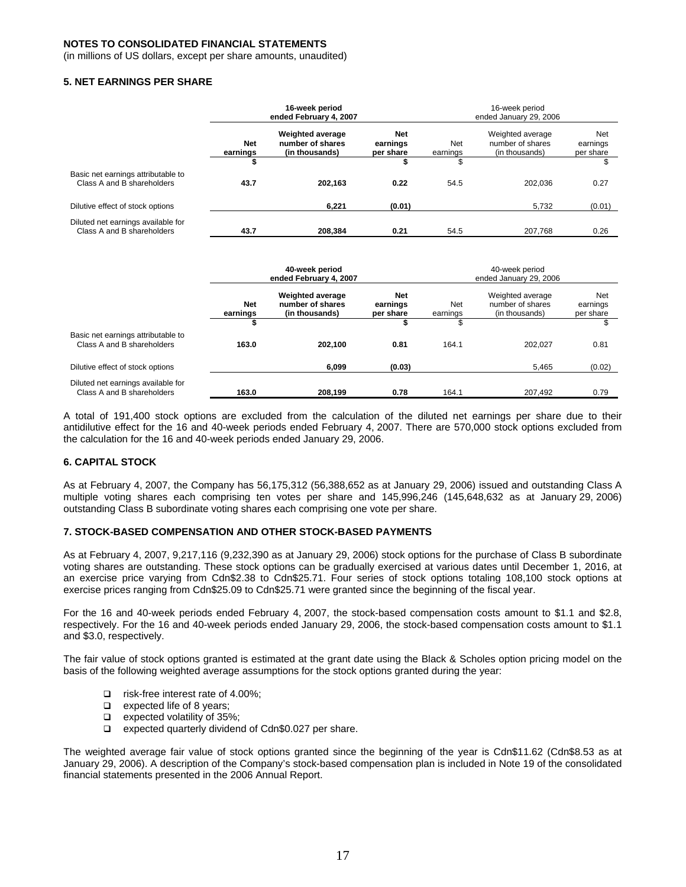**NOTES TO CONSOLIDATED FINANCIAL STATEMENTS**
(in millions of US dollars, except per share amounts, unaudited)

### 5. NET EARNINGS PER SHARE

| | **16-week period ended February 4, 2007** | | | 16-week period ended January 29, 2006 | | |
|---|---|---|---|---|---|---|
| | **Net earnings** | **Weighted average number of shares (in thousands)** | **Net earnings per share** | Net earnings | Weighted average number of shares (in thousands) | Net earnings per share |
| | **$** | | **$** | $ | | $ |
| Basic net earnings attributable to Class A and B shareholders | **43.7** | **202,163** | **0.22** | 54.5 | 202,036 | 0.27 |
| Dilutive effect of stock options | | **6,221** | **(0.01)** | | 5,732 | (0.01) |
| Diluted net earnings available for Class A and B shareholders | **43.7** | **208,384** | **0.21** | 54.5 | 207,768 | 0.26 |

| | **40-week period ended February 4, 2007** | | | 40-week period ended January 29, 2006 | | |
|---|---|---|---|---|---|---|
| | **Net earnings** | **Weighted average number of shares (in thousands)** | **Net earnings per share** | Net earnings | Weighted average number of shares (in thousands) | Net earnings per share |
| | **$** | | **$** | $ | | $ |
| Basic net earnings attributable to Class A and B shareholders | **163.0** | **202,100** | **0.81** | 164.1 | 202,027 | 0.81 |
| Dilutive effect of stock options | | **6,099** | **(0.03)** | | 5,465 | (0.02) |
| Diluted net earnings available for Class A and B shareholders | **163.0** | **208,199** | **0.78** | 164.1 | 207,492 | 0.79 |

A total of 191,400 stock options are excluded from the calculation of the diluted net earnings per share due to their antidilutive effect for the 16 and 40-week periods ended February 4, 2007. There are 570,000 stock options excluded from the calculation for the 16 and 40-week periods ended January 29, 2006.

### 6. CAPITAL STOCK

As at February 4, 2007, the Company has 56,175,312 (56,388,652 as at January 29, 2006) issued and outstanding Class A multiple voting shares each comprising ten votes per share and 145,996,246 (145,648,632 as at January 29, 2006) outstanding Class B subordinate voting shares each comprising one vote per share.

### 7. STOCK-BASED COMPENSATION AND OTHER STOCK-BASED PAYMENTS

As at February 4, 2007, 9,217,116 (9,232,390 as at January 29, 2006) stock options for the purchase of Class B subordinate voting shares are outstanding. These stock options can be gradually exercised at various dates until December 1, 2016, at an exercise price varying from Cdn$2.38 to Cdn$25.71. Four series of stock options totaling 108,100 stock options at exercise prices ranging from Cdn$25.09 to Cdn$25.71 were granted since the beginning of the fiscal year.

For the 16 and 40-week periods ended February 4, 2007, the stock-based compensation costs amount to $1.1 and $2.8, respectively. For the 16 and 40-week periods ended January 29, 2006, the stock-based compensation costs amount to $1.1 and $3.0, respectively.

The fair value of stock options granted is estimated at the grant date using the Black & Scholes option pricing model on the basis of the following weighted average assumptions for the stock options granted during the year:

- risk-free interest rate of 4.00%;
- expected life of 8 years;
- expected volatility of 35%;
- expected quarterly dividend of Cdn$0.027 per share.

The weighted average fair value of stock options granted since the beginning of the year is Cdn$11.62 (Cdn$8.53 as at January 29, 2006). A description of the Company's stock-based compensation plan is included in Note 19 of the consolidated financial statements presented in the 2006 Annual Report.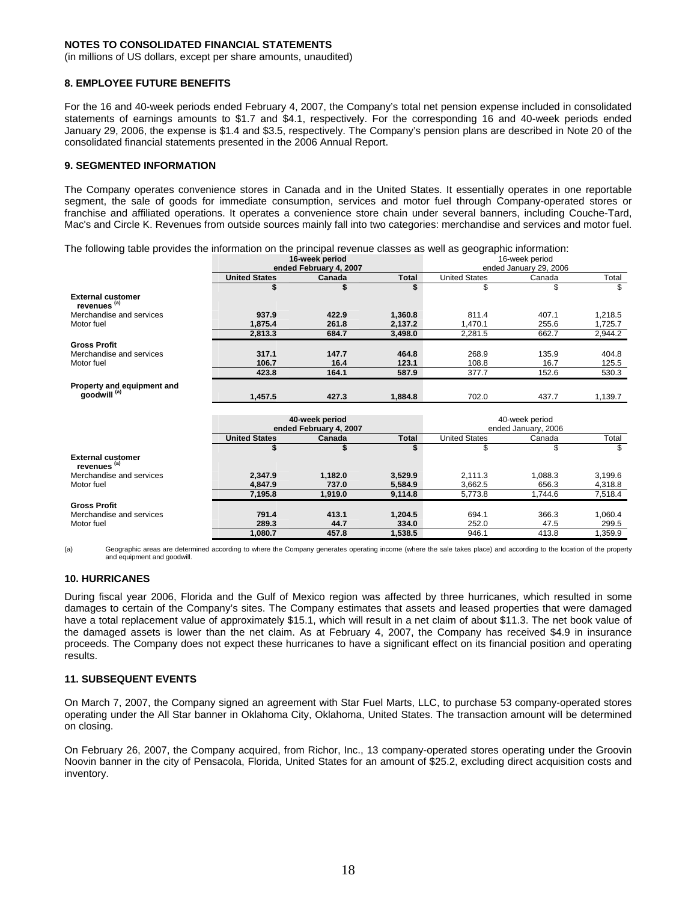**NOTES TO CONSOLIDATED FINANCIAL STATEMENTS**
(in millions of US dollars, except per share amounts, unaudited)

### 8. EMPLOYEE FUTURE BENEFITS

For the 16 and 40-week periods ended February 4, 2007, the Company's total net pension expense included in consolidated statements of earnings amounts to \$1.7 and \$4.1, respectively. For the corresponding 16 and 40-week periods ended January 29, 2006, the expense is \$1.4 and \$3.5, respectively. The Company's pension plans are described in Note 20 of the consolidated financial statements presented in the 2006 Annual Report.

### 9. SEGMENTED INFORMATION

The Company operates convenience stores in Canada and in the United States. It essentially operates in one reportable segment, the sale of goods for immediate consumption, services and motor fuel through Company-operated stores or franchise and affiliated operations. It operates a convenience store chain under several banners, including Couche-Tard, Mac's and Circle K. Revenues from outside sources mainly fall into two categories: merchandise and services and motor fuel.

The following table provides the information on the principal revenue classes as well as geographic information:

| | 16-week period ended February 4, 2007 | | | 16-week period ended January 29, 2006 | | |
|---|---|---|---|---|---|---|
| | **United States** | **Canada** | **Total** | United States | Canada | Total |
| | **\$** | **\$** | **\$** | \$ | \$ | \$ |
| **External customer revenues [(a)]** | | | | | | |
| Merchandise and services | **937.9** | **422.9** | **1,360.8** | 811.4 | 407.1 | 1,218.5 |
| Motor fuel | **1,875.4** | **261.8** | **2,137.2** | 1,470.1 | 255.6 | 1,725.7 |
| | **2,813.3** | **684.7** | **3,498.0** | 2,281.5 | 662.7 | 2,944.2 |
| **Gross Profit** | | | | | | |
| Merchandise and services | **317.1** | **147.7** | **464.8** | 268.9 | 135.9 | 404.8 |
| Motor fuel | **106.7** | **16.4** | **123.1** | 108.8 | 16.7 | 125.5 |
| | **423.8** | **164.1** | **587.9** | 377.7 | 152.6 | 530.3 |
| **Property and equipment and goodwill [(a)]** | **1,457.5** | **427.3** | **1,884.8** | 702.0 | 437.7 | 1,139.7 |

| | 40-week period ended February 4, 2007 | | | 40-week period ended January, 2006 | | |
|---|---|---|---|---|---|---|
| | **United States** | **Canada** | **Total** | United States | Canada | Total |
| | **\$** | **\$** | **\$** | \$ | \$ | \$ |
| **External customer revenues [(a)]** | | | | | | |
| Merchandise and services | **2,347.9** | **1,182.0** | **3,529.9** | 2,111.3 | 1,088.3 | 3,199.6 |
| Motor fuel | **4,847.9** | **737.0** | **5,584.9** | 3,662.5 | 656.3 | 4,318.8 |
| | **7,195.8** | **1,919.0** | **9,114.8** | 5,773.8 | 1,744.6 | 7,518.4 |
| **Gross Profit** | | | | | | |
| Merchandise and services | **791.4** | **413.1** | **1,204.5** | 694.1 | 366.3 | 1,060.4 |
| Motor fuel | **289.3** | **44.7** | **334.0** | 252.0 | 47.5 | 299.5 |
| | **1,080.7** | **457.8** | **1,538.5** | 946.1 | 413.8 | 1,359.9 |

(a) Geographic areas are determined according to where the Company generates operating income (where the sale takes place) and according to the location of the property and equipment and goodwill.

### 10. HURRICANES

During fiscal year 2006, Florida and the Gulf of Mexico region was affected by three hurricanes, which resulted in some damages to certain of the Company's sites. The Company estimates that assets and leased properties that were damaged have a total replacement value of approximately \$15.1, which will result in a net claim of about \$11.3. The net book value of the damaged assets is lower than the net claim. As at February 4, 2007, the Company has received \$4.9 in insurance proceeds. The Company does not expect these hurricanes to have a significant effect on its financial position and operating results.

### 11. SUBSEQUENT EVENTS

On March 7, 2007, the Company signed an agreement with Star Fuel Marts, LLC, to purchase 53 company-operated stores operating under the All Star banner in Oklahoma City, Oklahoma, United States. The transaction amount will be determined on closing.

On February 26, 2007, the Company acquired, from Richor, Inc., 13 company-operated stores operating under the Groovin Noovin banner in the city of Pensacola, Florida, United States for an amount of \$25.2, excluding direct acquisition costs and inventory.